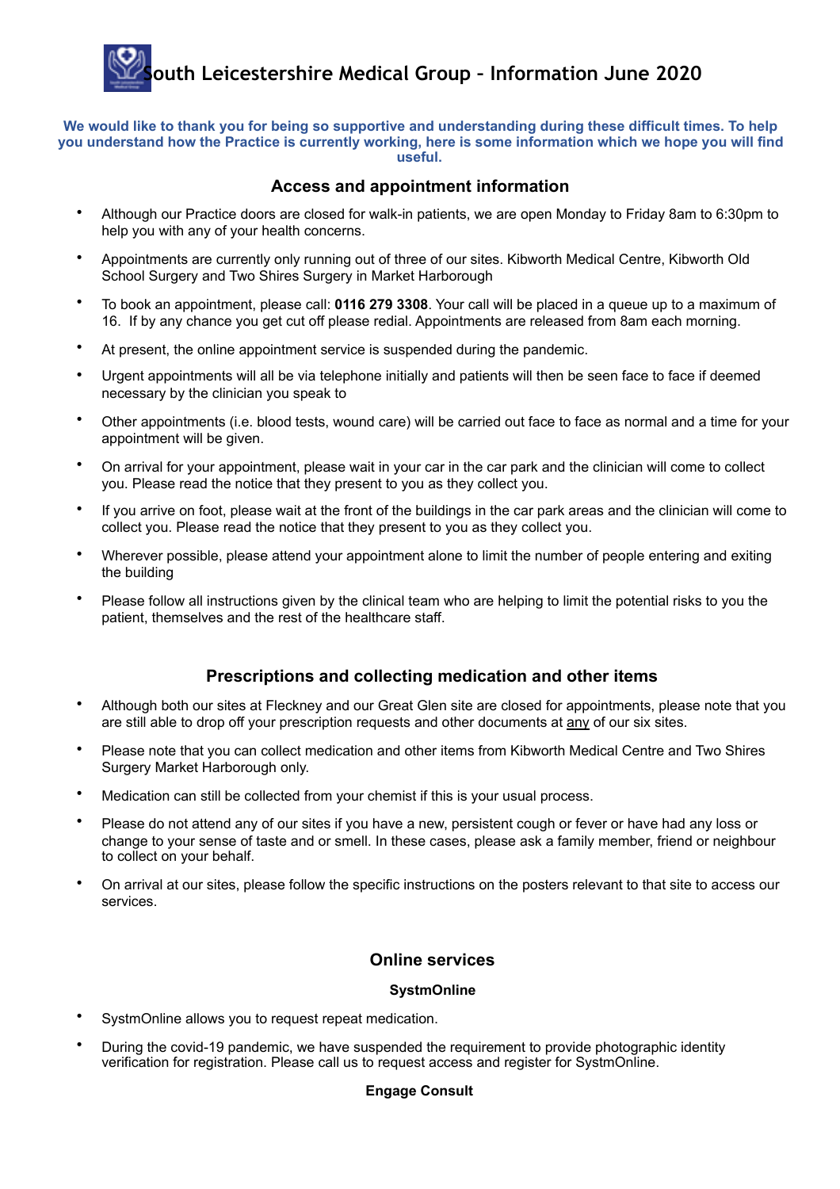# South Leicestershire Medical Group – Information June 2020

**We would like to thank you for being so supportive and understanding during these difficult times. To help you understand how the Practice is currently working, here is some information which we hope you will find useful.**

## Access and appointment information

- Although our Practice doors are closed for walk-in patients, we are open Monday to Friday 8am to 6:30pm to help you with any of your health concerns.
- Appointments are currently only running out of three of our sites. Kibworth Medical Centre, Kibworth Old School Surgery and Two Shires Surgery in Market Harborough
- To book an appointment, please call: **0116 279 3308**. Your call will be placed in a queue up to a maximum of 16. If by any chance you get cut off please redial. Appointments are released from 8am each morning.
- At present, the online appointment service is suspended during the pandemic.
- Urgent appointments will all be via telephone initially and patients will then be seen face to face if deemed necessary by the clinician you speak to
- Other appointments (i.e. blood tests, wound care) will be carried out face to face as normal and a time for your appointment will be given.
- On arrival for your appointment, please wait in your car in the car park and the clinician will come to collect you. Please read the notice that they present to you as they collect you.
- If you arrive on foot, please wait at the front of the buildings in the car park areas and the clinician will come to collect you. Please read the notice that they present to you as they collect you.
- Wherever possible, please attend your appointment alone to limit the number of people entering and exiting the building
- Please follow all instructions given by the clinical team who are helping to limit the potential risks to you the patient, themselves and the rest of the healthcare staff.

## Prescriptions and collecting medication and other items

- Although both our sites at Fleckney and our Great Glen site are closed for appointments, please note that you are still able to drop off your prescription requests and other documents at <u>any</u> of our six sites.
- Please note that you can collect medication and other items from Kibworth Medical Centre and Two Shires Surgery Market Harborough only.
- Medication can still be collected from your chemist if this is your usual process.
- Please do not attend any of our sites if you have a new, persistent cough or fever or have had any loss or change to your sense of taste and or smell. In these cases, please ask a family member, friend or neighbour to collect on your behalf.
- On arrival at our sites, please follow the specific instructions on the posters relevant to that site to access our services.

## Online services

### SystmOnline

- SystmOnline allows you to request repeat medication.
- During the covid-19 pandemic, we have suspended the requirement to provide photographic identity verification for registration. Please call us to request access and register for SystmOnline.

### Engage Consult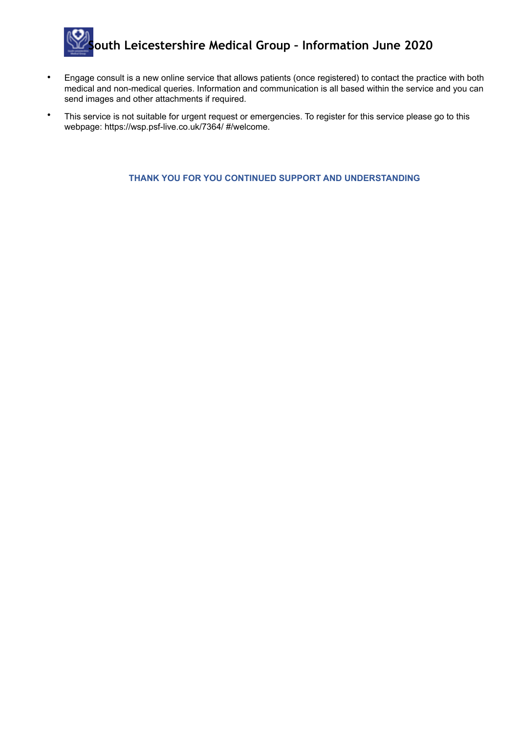# South Leicestershire Medical Group – Information June 2020

- Engage consult is a new online service that allows patients (once registered) to contact the practice with both medical and non-medical queries. Information and communication is all based within the service and you can send images and other attachments if required.
- This service is not suitable for urgent request or emergencies. To register for this service please go to this webpage: https://wsp.psf-live.co.uk/7364/ #/welcome.

**THANK YOU FOR YOU CONTINUED SUPPORT AND UNDERSTANDING**